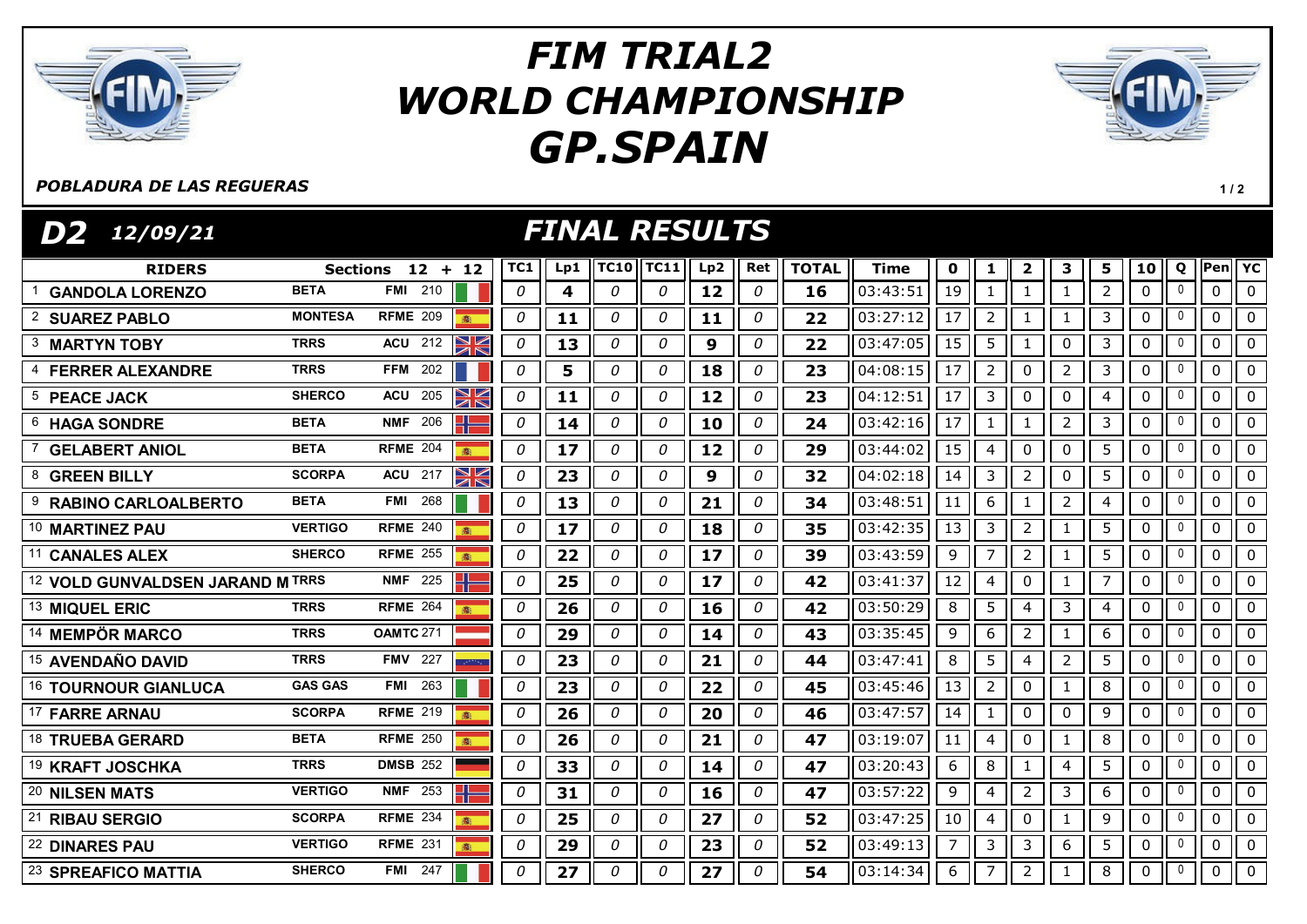# FIM TRIAL2 WORLD CHAMPIONSHIP GP.SPAIN

*POBLADURA DE LAS REGUERAS*

## D2 12/09/21 — FINAL RESULTS

| RIDERS | | Sections 12 + 12 | TC1 | Lp1 | TC10 | TC11 | Lp2 | Ret | TOTAL | Time | 0 | 1 | 2 | 3 | 5 | 10 | Q | Pen | YC |
|---|---|---|---|---|---|---|---|---|---|---|---|---|---|---|---|---|---|---|---|
| 1 GANDOLA LORENZO | BETA | FMI 210 | 0 | 4 | 0 | 0 | 12 | 0 | 16 | 03:43:51 | 19 | 1 | 1 | 1 | 2 | 0 | 0 | 0 | 0 |
| 2 SUAREZ PABLO | MONTESA | RFME 209 | 0 | 11 | 0 | 0 | 11 | 0 | 22 | 03:27:12 | 17 | 2 | 1 | 1 | 3 | 0 | 0 | 0 | 0 |
| 3 MARTYN TOBY | TRRS | ACU 212 | 0 | 13 | 0 | 0 | 9 | 0 | 22 | 03:47:05 | 15 | 5 | 1 | 0 | 3 | 0 | 0 | 0 | 0 |
| 4 FERRER ALEXANDRE | TRRS | FFM 202 | 0 | 5 | 0 | 0 | 18 | 0 | 23 | 04:08:15 | 17 | 2 | 0 | 2 | 3 | 0 | 0 | 0 | 0 |
| 5 PEACE JACK | SHERCO | ACU 205 | 0 | 11 | 0 | 0 | 12 | 0 | 23 | 04:12:51 | 17 | 3 | 0 | 0 | 4 | 0 | 0 | 0 | 0 |
| 6 HAGA SONDRE | BETA | NMF 206 | 0 | 14 | 0 | 0 | 10 | 0 | 24 | 03:42:16 | 17 | 1 | 1 | 2 | 3 | 0 | 0 | 0 | 0 |
| 7 GELABERT ANIOL | BETA | RFME 204 | 0 | 17 | 0 | 0 | 12 | 0 | 29 | 03:44:02 | 15 | 4 | 0 | 0 | 5 | 0 | 0 | 0 | 0 |
| 8 GREEN BILLY | SCORPA | ACU 217 | 0 | 23 | 0 | 0 | 9 | 0 | 32 | 04:02:18 | 14 | 3 | 2 | 0 | 5 | 0 | 0 | 0 | 0 |
| 9 RABINO CARLOALBERTO | BETA | FMI 268 | 0 | 13 | 0 | 0 | 21 | 0 | 34 | 03:48:51 | 11 | 6 | 1 | 2 | 4 | 0 | 0 | 0 | 0 |
| 10 MARTINEZ PAU | VERTIGO | RFME 240 | 0 | 17 | 0 | 0 | 18 | 0 | 35 | 03:42:35 | 13 | 3 | 2 | 1 | 5 | 0 | 0 | 0 | 0 |
| 11 CANALES ALEX | SHERCO | RFME 255 | 0 | 22 | 0 | 0 | 17 | 0 | 39 | 03:43:59 | 9 | 7 | 2 | 1 | 5 | 0 | 0 | 0 | 0 |
| 12 VOLD GUNVALDSEN JARAND M | TRRS | NMF 225 | 0 | 25 | 0 | 0 | 17 | 0 | 42 | 03:41:37 | 12 | 4 | 0 | 1 | 7 | 0 | 0 | 0 | 0 |
| 13 MIQUEL ERIC | TRRS | RFME 264 | 0 | 26 | 0 | 0 | 16 | 0 | 42 | 03:50:29 | 8 | 5 | 4 | 3 | 4 | 0 | 0 | 0 | 0 |
| 14 MEMPÖR MARCO | TRRS | OAMTC 271 | 0 | 29 | 0 | 0 | 14 | 0 | 43 | 03:35:45 | 9 | 6 | 2 | 1 | 6 | 0 | 0 | 0 | 0 |
| 15 AVENDAÑO DAVID | TRRS | FMV 227 | 0 | 23 | 0 | 0 | 21 | 0 | 44 | 03:47:41 | 8 | 5 | 4 | 2 | 5 | 0 | 0 | 0 | 0 |
| 16 TOURNOUR GIANLUCA | GAS GAS | FMI 263 | 0 | 23 | 0 | 0 | 22 | 0 | 45 | 03:45:46 | 13 | 2 | 0 | 1 | 8 | 0 | 0 | 0 | 0 |
| 17 FARRE ARNAU | SCORPA | RFME 219 | 0 | 26 | 0 | 0 | 20 | 0 | 46 | 03:47:57 | 14 | 1 | 0 | 0 | 9 | 0 | 0 | 0 | 0 |
| 18 TRUEBA GERARD | BETA | RFME 250 | 0 | 26 | 0 | 0 | 21 | 0 | 47 | 03:19:07 | 11 | 4 | 0 | 1 | 8 | 0 | 0 | 0 | 0 |
| 19 KRAFT JOSCHKA | TRRS | DMSB 252 | 0 | 33 | 0 | 0 | 14 | 0 | 47 | 03:20:43 | 6 | 8 | 1 | 4 | 5 | 0 | 0 | 0 | 0 |
| 20 NILSEN MATS | VERTIGO | NMF 253 | 0 | 31 | 0 | 0 | 16 | 0 | 47 | 03:57:22 | 9 | 4 | 2 | 3 | 6 | 0 | 0 | 0 | 0 |
| 21 RIBAU SERGIO | SCORPA | RFME 234 | 0 | 25 | 0 | 0 | 27 | 0 | 52 | 03:47:25 | 10 | 4 | 0 | 1 | 9 | 0 | 0 | 0 | 0 |
| 22 DINARES PAU | VERTIGO | RFME 231 | 0 | 29 | 0 | 0 | 23 | 0 | 52 | 03:49:13 | 7 | 3 | 3 | 6 | 5 | 0 | 0 | 0 | 0 |
| 23 SPREAFICO MATTIA | SHERCO | FMI 247 | 0 | 27 | 0 | 0 | 27 | 0 | 54 | 03:14:34 | 6 | 7 | 2 | 1 | 8 | 0 | 0 | 0 | 0 |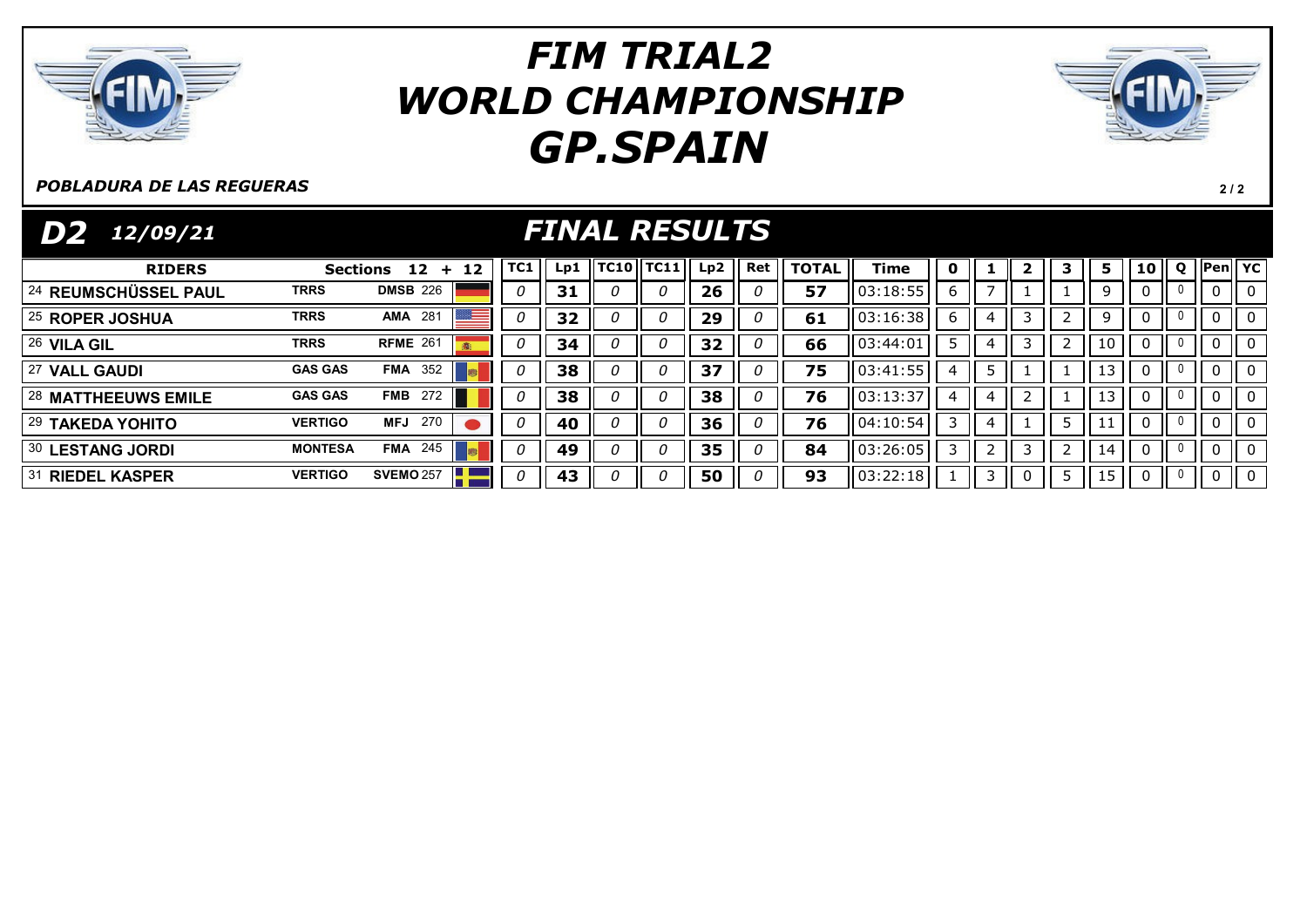# FIM TRIAL2 WORLD CHAMPIONSHIP GP.SPAIN

*POBLADURA DE LAS REGUERAS*

## D2 12/09/21 — FINAL RESULTS

| RIDERS | Sections 12 + 12 | | | TC1 | Lp1 | TC10 | TC11 | Lp2 | Ret | TOTAL | Time | 0 | 1 | 2 | 3 | 5 | 10 | Q | Pen | YC |
|---|---|---|---|---|---|---|---|---|---|---|---|---|---|---|---|---|---|---|---|---|
| 24 REUMSCHÜSSEL PAUL | TRRS | DMSB | 226 | 0 | 31 | 0 | 0 | 26 | 0 | 57 | 03:18:55 | 6 | 7 | 1 | 1 | 9 | 0 | 0 | 0 | 0 |
| 25 ROPER JOSHUA | TRRS | AMA | 281 | 0 | 32 | 0 | 0 | 29 | 0 | 61 | 03:16:38 | 6 | 4 | 3 | 2 | 9 | 0 | 0 | 0 | 0 |
| 26 VILA GIL | TRRS | RFME | 261 | 0 | 34 | 0 | 0 | 32 | 0 | 66 | 03:44:01 | 5 | 4 | 3 | 2 | 10 | 0 | 0 | 0 | 0 |
| 27 VALL GAUDI | GAS GAS | FMA | 352 | 0 | 38 | 0 | 0 | 37 | 0 | 75 | 03:41:55 | 4 | 5 | 1 | 1 | 13 | 0 | 0 | 0 | 0 |
| 28 MATTHEEUWS EMILE | GAS GAS | FMB | 272 | 0 | 38 | 0 | 0 | 38 | 0 | 76 | 03:13:37 | 4 | 4 | 2 | 1 | 13 | 0 | 0 | 0 | 0 |
| 29 TAKEDA YOHITO | VERTIGO | MFJ | 270 | 0 | 40 | 0 | 0 | 36 | 0 | 76 | 04:10:54 | 3 | 4 | 1 | 5 | 11 | 0 | 0 | 0 | 0 |
| 30 LESTANG JORDI | MONTESA | FMA | 245 | 0 | 49 | 0 | 0 | 35 | 0 | 84 | 03:26:05 | 3 | 2 | 3 | 2 | 14 | 0 | 0 | 0 | 0 |
| 31 RIEDEL KASPER | VERTIGO | SVEMO | 257 | 0 | 43 | 0 | 0 | 50 | 0 | 93 | 03:22:18 | 1 | 3 | 0 | 5 | 15 | 0 | 0 | 0 | 0 |